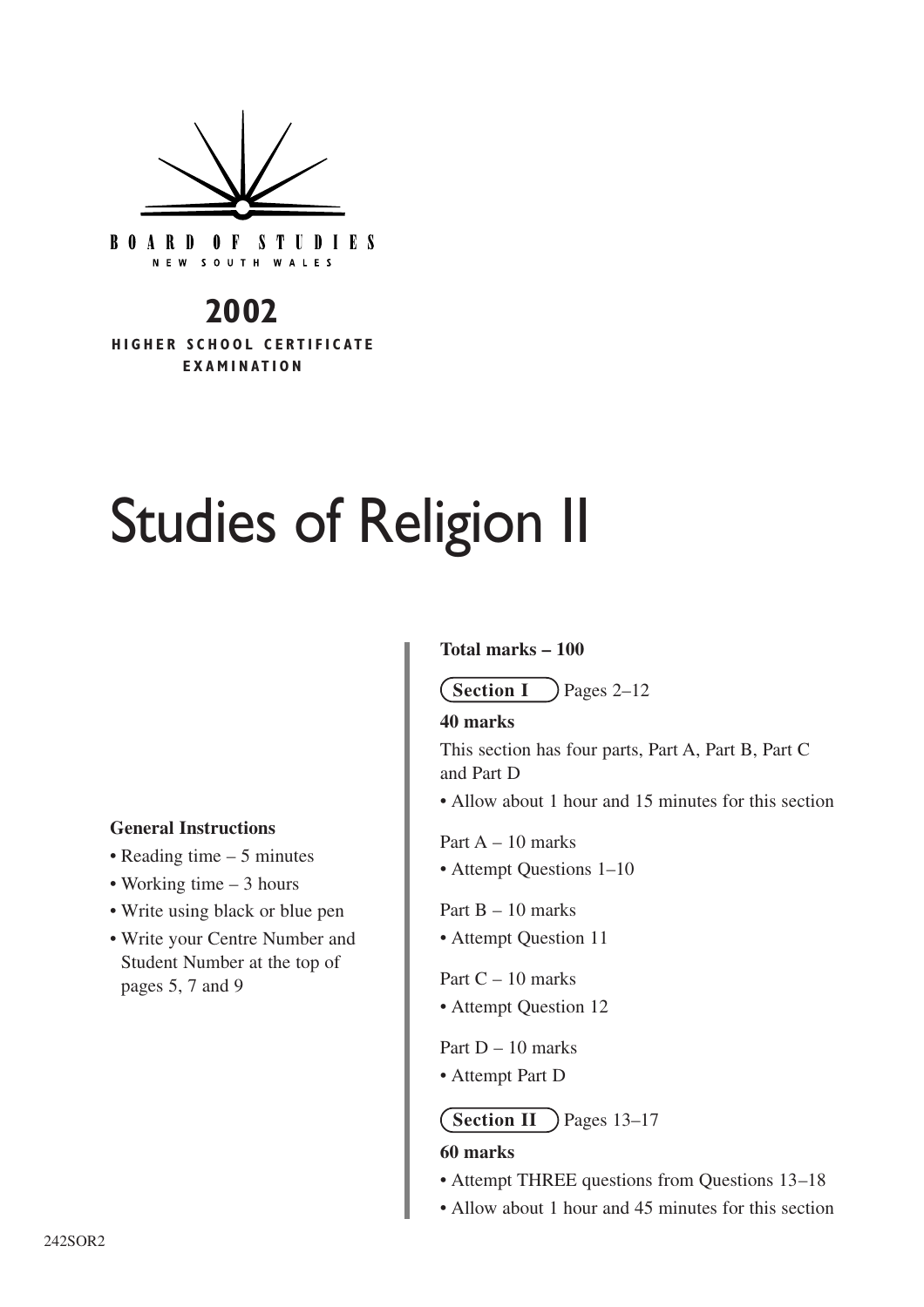BOARD OF STUDIES
NEW SOUTH WALES

**2002**
**HIGHER SCHOOL CERTIFICATE EXAMINATION**

# Studies of Religion II

**General Instructions**

- Reading time – 5 minutes
- Working time – 3 hours
- Write using black or blue pen
- Write your Centre Number and Student Number at the top of pages 5, 7 and 9

**Total marks – 100**

**Section I** Pages 2–12

**40 marks**

This section has four parts, Part A, Part B, Part C and Part D

- Allow about 1 hour and 15 minutes for this section

Part A – 10 marks

- Attempt Questions 1–10

Part B – 10 marks

- Attempt Question 11

Part C – 10 marks

- Attempt Question 12

Part D – 10 marks

- Attempt Part D

**Section II** Pages 13–17

**60 marks**

- Attempt THREE questions from Questions 13–18
- Allow about 1 hour and 45 minutes for this section

242SOR2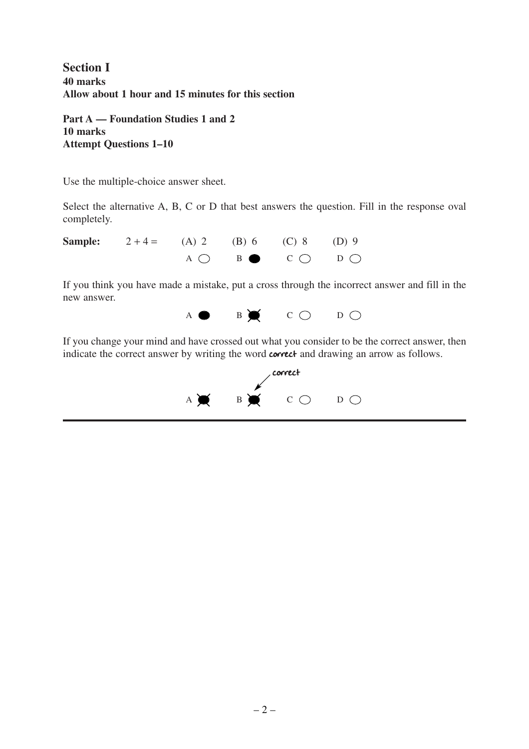## Section I

**40 marks**
**Allow about 1 hour and 15 minutes for this section**

**Part A — Foundation Studies 1 and 2**
**10 marks**
**Attempt Questions 1–10**

Use the multiple-choice answer sheet.

Select the alternative A, B, C or D that best answers the question. Fill in the response oval completely.

**Sample:** $2 + 4 =$ (A) 2 (B) 6 (C) 8 (D) 9

A ○ B ● C ○ D ○

If you think you have made a mistake, put a cross through the incorrect answer and fill in the new answer.

A ● B ⊗ C ○ D ○

If you change your mind and have crossed out what you consider to be the correct answer, then indicate the correct answer by writing the word **correct** and drawing an arrow as follows.

A ⊗ B ⊗ (correct) C ○ D ○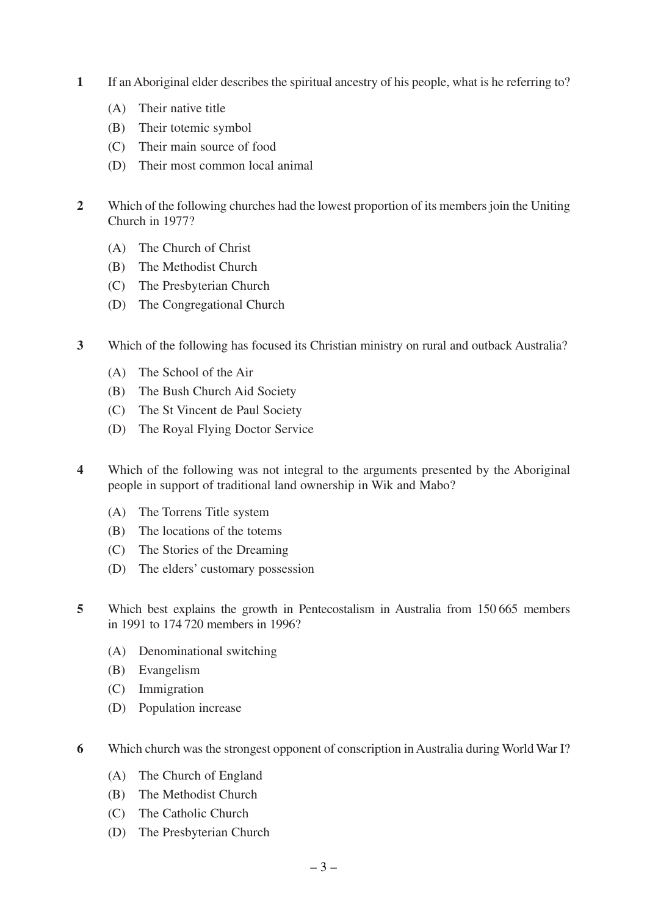**1** If an Aboriginal elder describes the spiritual ancestry of his people, what is he referring to?

(A) Their native title

(B) Their totemic symbol

(C) Their main source of food

(D) Their most common local animal

**2** Which of the following churches had the lowest proportion of its members join the Uniting Church in 1977?

(A) The Church of Christ

(B) The Methodist Church

(C) The Presbyterian Church

(D) The Congregational Church

**3** Which of the following has focused its Christian ministry on rural and outback Australia?

(A) The School of the Air

(B) The Bush Church Aid Society

(C) The St Vincent de Paul Society

(D) The Royal Flying Doctor Service

**4** Which of the following was not integral to the arguments presented by the Aboriginal people in support of traditional land ownership in Wik and Mabo?

(A) The Torrens Title system

(B) The locations of the totems

(C) The Stories of the Dreaming

(D) The elders' customary possession

**5** Which best explains the growth in Pentecostalism in Australia from 150 665 members in 1991 to 174 720 members in 1996?

(A) Denominational switching

(B) Evangelism

(C) Immigration

(D) Population increase

**6** Which church was the strongest opponent of conscription in Australia during World War I?

(A) The Church of England

(B) The Methodist Church

(C) The Catholic Church

(D) The Presbyterian Church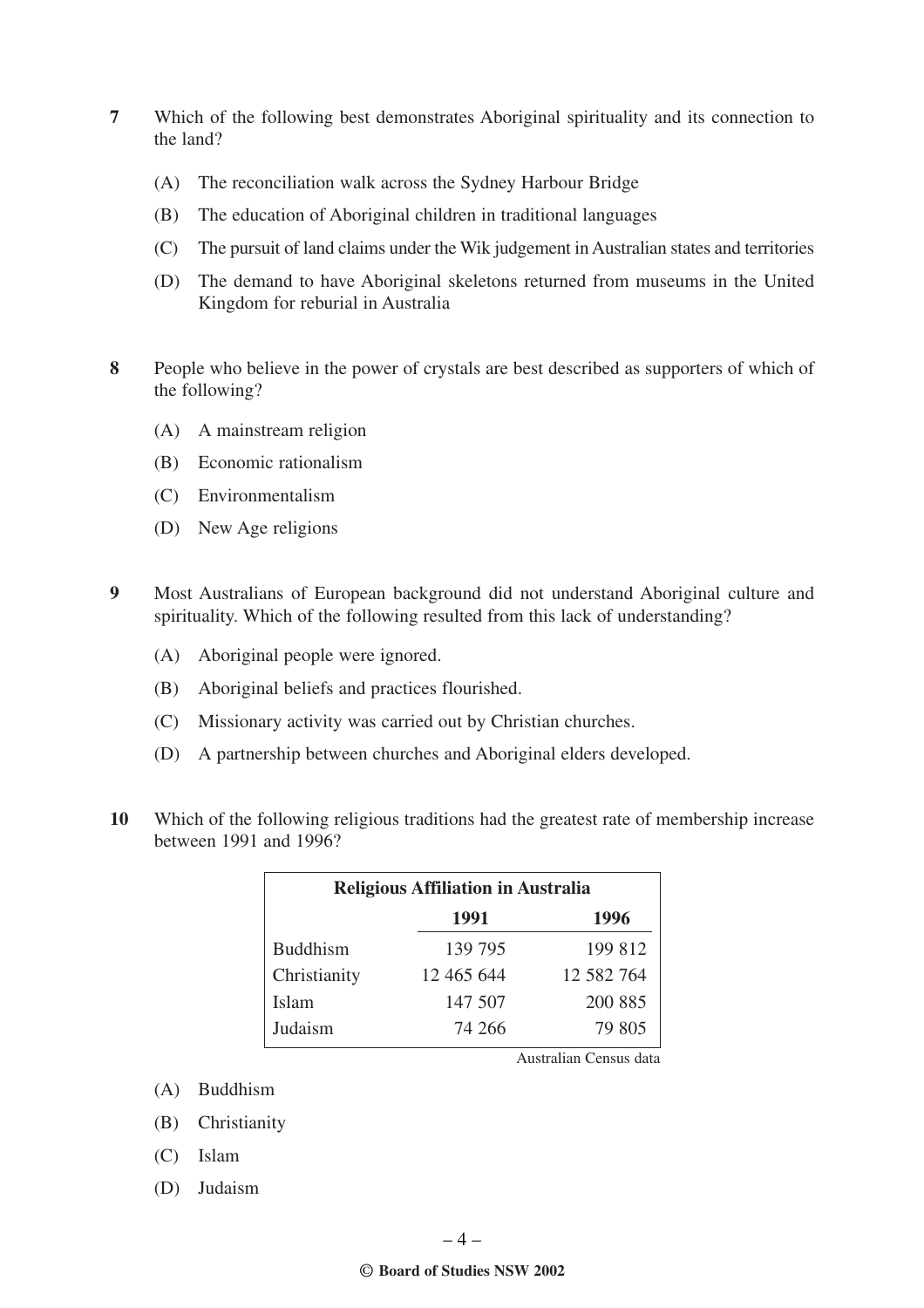**7** Which of the following best demonstrates Aboriginal spirituality and its connection to the land?

(A) The reconciliation walk across the Sydney Harbour Bridge

(B) The education of Aboriginal children in traditional languages

(C) The pursuit of land claims under the Wik judgement in Australian states and territories

(D) The demand to have Aboriginal skeletons returned from museums in the United Kingdom for reburial in Australia

**8** People who believe in the power of crystals are best described as supporters of which of the following?

(A) A mainstream religion

(B) Economic rationalism

(C) Environmentalism

(D) New Age religions

**9** Most Australians of European background did not understand Aboriginal culture and spirituality. Which of the following resulted from this lack of understanding?

(A) Aboriginal people were ignored.

(B) Aboriginal beliefs and practices flourished.

(C) Missionary activity was carried out by Christian churches.

(D) A partnership between churches and Aboriginal elders developed.

**10** Which of the following religious traditions had the greatest rate of membership increase between 1991 and 1996?

**Religious Affiliation in Australia**

| | 1991 | 1996 |
|---|---|---|
| Buddhism | 139 795 | 199 812 |
| Christianity | 12 465 644 | 12 582 764 |
| Islam | 147 507 | 200 885 |
| Judaism | 74 266 | 79 805 |

Australian Census data

(A) Buddhism

(B) Christianity

(C) Islam

(D) Judaism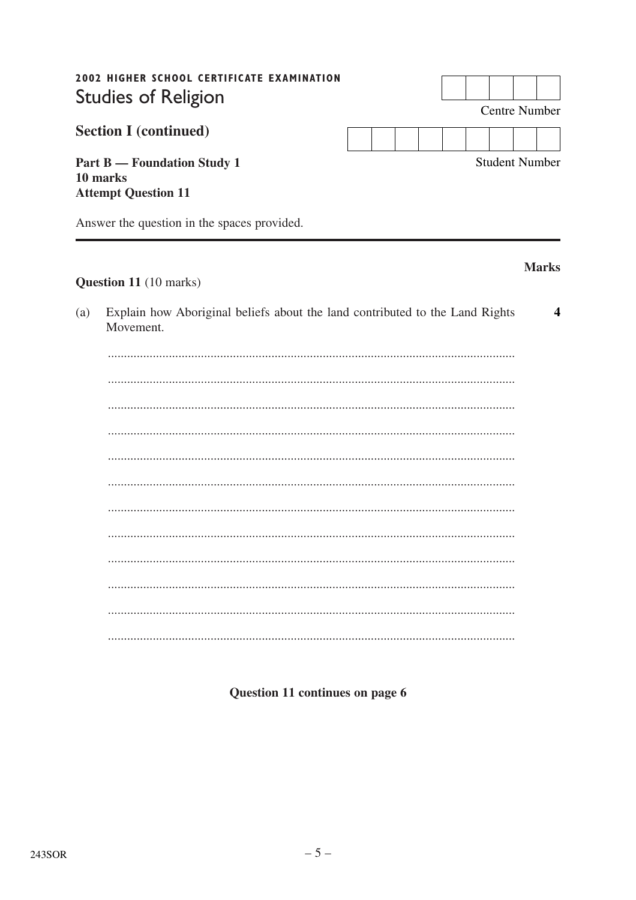**2002 HIGHER SCHOOL CERTIFICATE EXAMINATION**

# Studies of Religion

Centre Number

**Section I (continued)**

Student Number

**Part B — Foundation Study 1**
**10 marks**
**Attempt Question 11**

Answer the question in the spaces provided.

**Marks**

**Question 11** (10 marks)

(a) Explain how Aboriginal beliefs about the land contributed to the Land Rights Movement. **4**

...............................................................................................................................

...............................................................................................................................

...............................................................................................................................

...............................................................................................................................

...............................................................................................................................

...............................................................................................................................

...............................................................................................................................

...............................................................................................................................

...............................................................................................................................

...............................................................................................................................

...............................................................................................................................

...............................................................................................................................

**Question 11 continues on page 6**

243SOR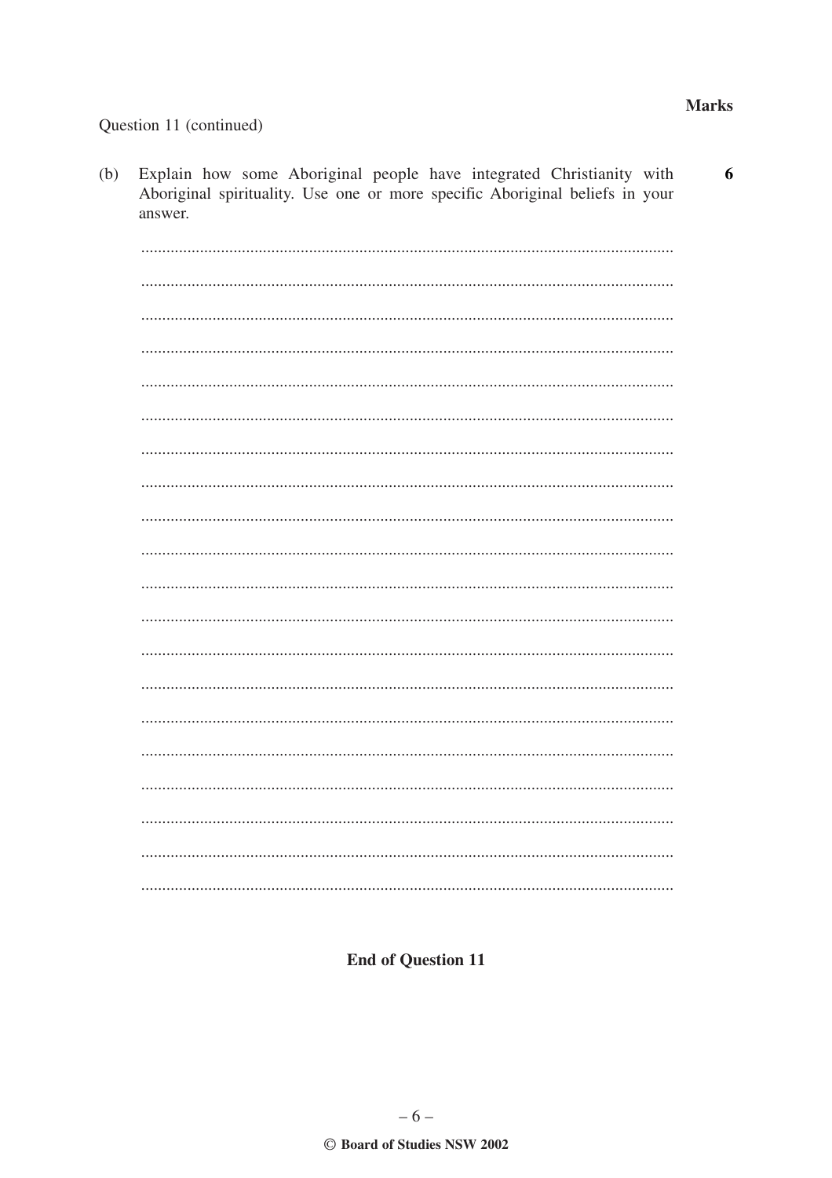Question 11 (continued)

**Marks**

(b) Explain how some Aboriginal people have integrated Christianity with Aboriginal spirituality. Use one or more specific Aboriginal beliefs in your answer. **6**

...............................................................................................................................

...............................................................................................................................

...............................................................................................................................

...............................................................................................................................

...............................................................................................................................

...............................................................................................................................

...............................................................................................................................

...............................................................................................................................

...............................................................................................................................

...............................................................................................................................

...............................................................................................................................

...............................................................................................................................

...............................................................................................................................

...............................................................................................................................

...............................................................................................................................

...............................................................................................................................

...............................................................................................................................

...............................................................................................................................

...............................................................................................................................

...............................................................................................................................

**End of Question 11**

© Board of Studies NSW 2002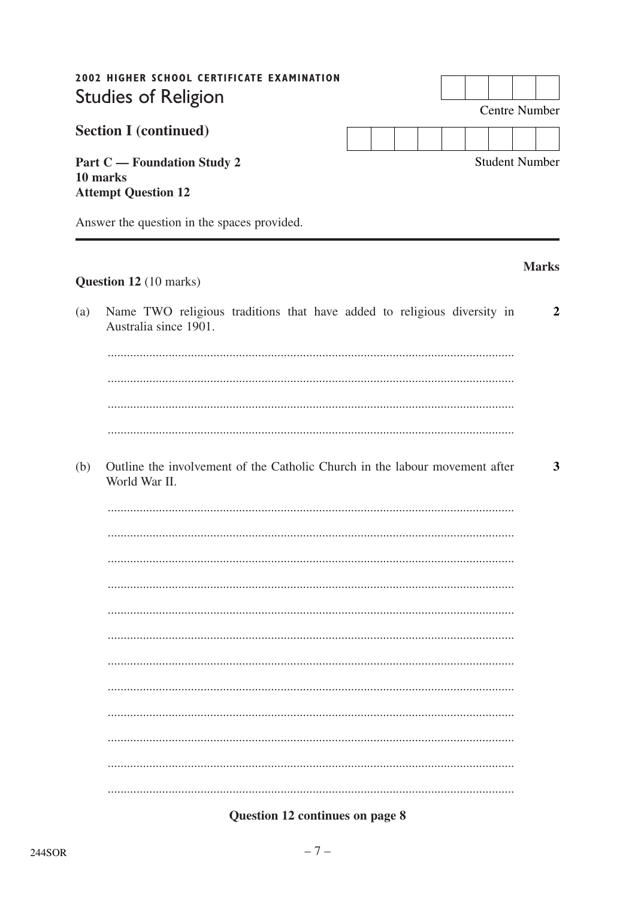**2002 HIGHER SCHOOL CERTIFICATE EXAMINATION**

# Studies of Religion

Centre Number

Student Number

## Section I (continued)

**Part C — Foundation Study 2**
**10 marks**
**Attempt Question 12**

Answer the question in the spaces provided.

**Marks**

**Question 12** (10 marks)

(a) Name TWO religious traditions that have added to religious diversity in Australia since 1901. **2**

...............................................................................................................................

...............................................................................................................................

...............................................................................................................................

...............................................................................................................................

(b) Outline the involvement of the Catholic Church in the labour movement after World War II. **3**

...............................................................................................................................

...............................................................................................................................

...............................................................................................................................

...............................................................................................................................

...............................................................................................................................

...............................................................................................................................

...............................................................................................................................

...............................................................................................................................

...............................................................................................................................

...............................................................................................................................

...............................................................................................................................

...............................................................................................................................

**Question 12 continues on page 8**

244SOR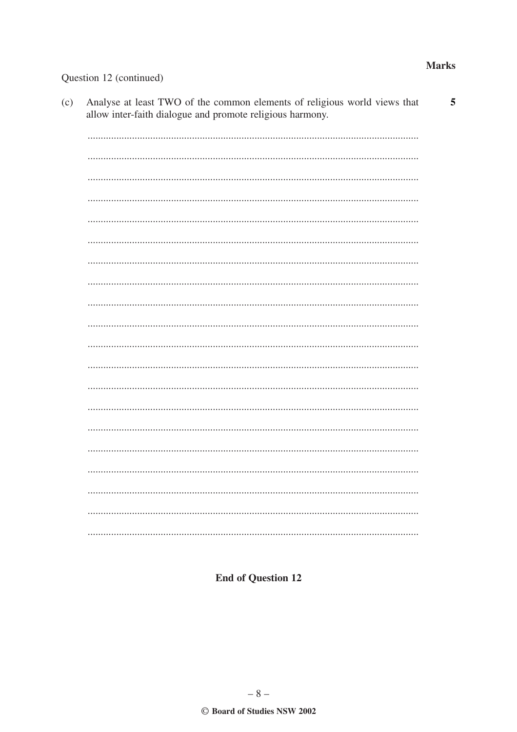Question 12 (continued)

**Marks**

(c) Analyse at least TWO of the common elements of religious world views that allow inter-faith dialogue and promote religious harmony. **5**

**End of Question 12**

© Board of Studies NSW 2002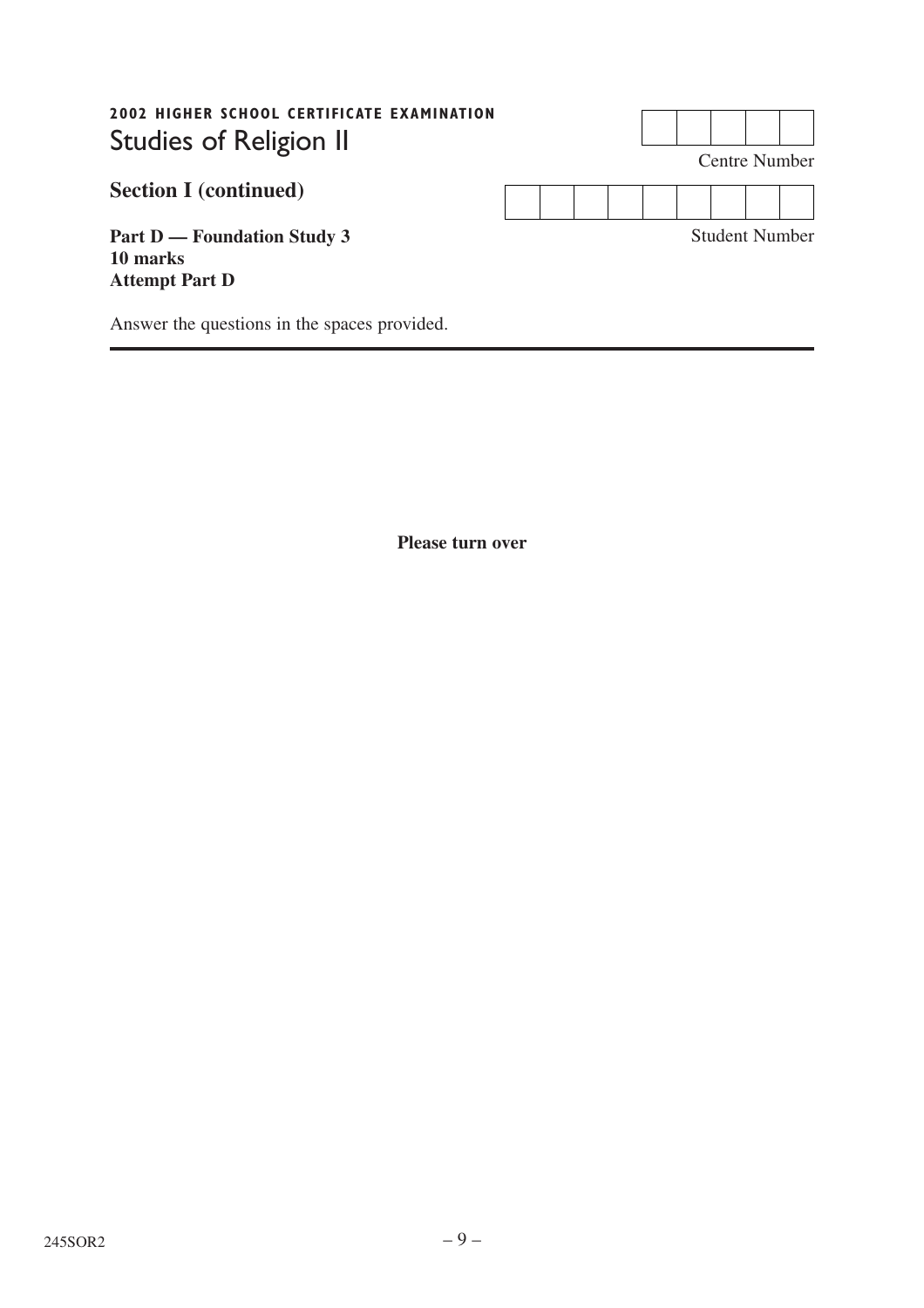**2002 HIGHER SCHOOL CERTIFICATE EXAMINATION**

# Studies of Religion II

| | | | | |
|---|---|---|---|---|
| | | | | |

Centre Number

| | | | | | | | | |
|---|---|---|---|---|---|---|---|---|
| | | | | | | | | |

Student Number

## Section I (continued)

**Part D — Foundation Study 3**
**10 marks**
**Attempt Part D**

Answer the questions in the spaces provided.

---

**Please turn over**

245SOR2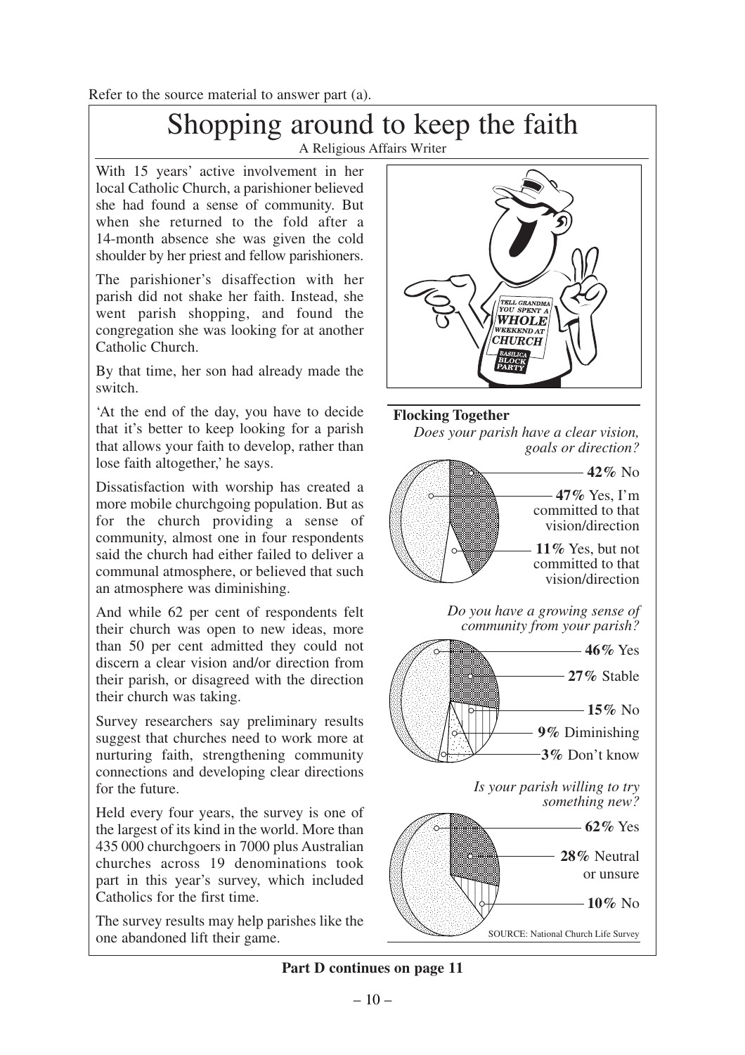Refer to the source material to answer part (a).

# Shopping around to keep the faith

A Religious Affairs Writer

With 15 years' active involvement in her local Catholic Church, a parishioner believed she had found a sense of community. But when she returned to the fold after a 14-month absence she was given the cold shoulder by her priest and fellow parishioners.

The parishioner's disaffection with her parish did not shake her faith. Instead, she went parish shopping, and found the congregation she was looking for at another Catholic Church.

By that time, her son had already made the switch.

'At the end of the day, you have to decide that it's better to keep looking for a parish that allows your faith to develop, rather than lose faith altogether,' he says.

Dissatisfaction with worship has created a more mobile churchgoing population. But as for the church providing a sense of community, almost one in four respondents said the church had either failed to deliver a communal atmosphere, or believed that such an atmosphere was diminishing.

And while 62 per cent of respondents felt their church was open to new ideas, more than 50 per cent admitted they could not discern a clear vision and/or direction from their parish, or disagreed with the direction their church was taking.

Survey researchers say preliminary results suggest that churches need to work more at nurturing faith, strengthening community connections and developing clear directions for the future.

Held every four years, the survey is one of the largest of its kind in the world. More than 435 000 churchgoers in 7000 plus Australian churches across 19 denominations took part in this year's survey, which included Catholics for the first time.

The survey results may help parishes like the one abandoned lift their game.

TELL GRANDMA YOU SPENT A WHOLE WEEKEND AT CHURCH
BASILICA BLOCK PARTY

**Flocking Together**

*Does your parish have a clear vision, goals or direction?*

- **42%** No
- **47%** Yes, I'm committed to that vision/direction
- **11%** Yes, but not committed to that vision/direction

*Do you have a growing sense of community from your parish?*

- **46%** Yes
- **27%** Stable
- **15%** No
- **9%** Diminishing
- **3%** Don't know

*Is your parish willing to try something new?*

- **62%** Yes
- **28%** Neutral or unsure
- **10%** No

SOURCE: National Church Life Survey

**Part D continues on page 11**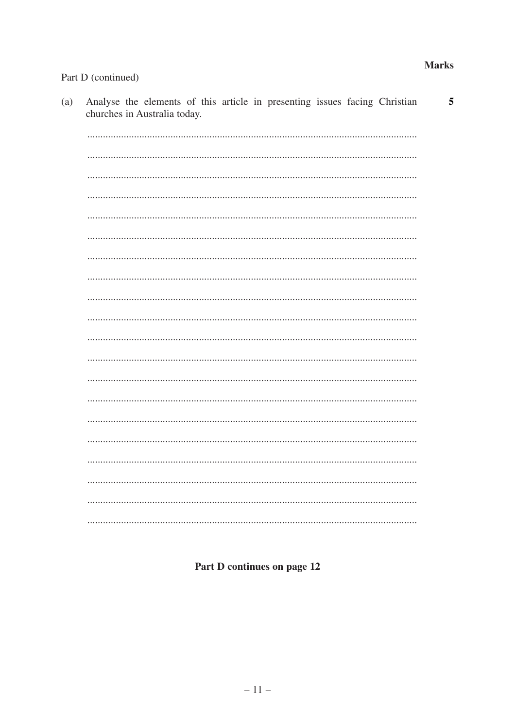Part D (continued)

**Marks**

(a) Analyse the elements of this article in presenting issues facing Christian churches in Australia today. **5**

**Part D continues on page 12**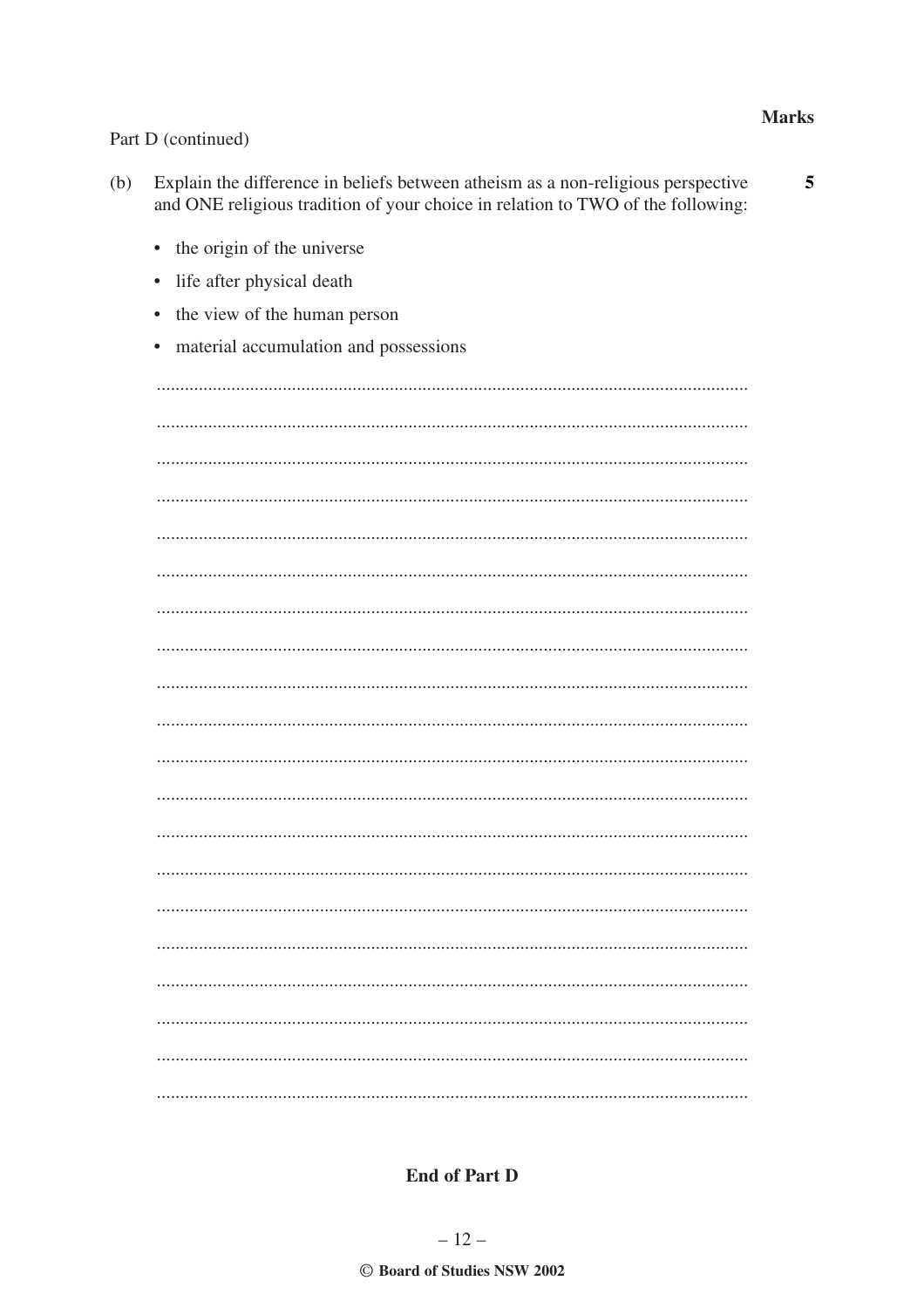Part D (continued)

**Marks**

(b) Explain the difference in beliefs between atheism as a non-religious perspective and ONE religious tradition of your choice in relation to TWO of the following: **5**

- the origin of the universe
- life after physical death
- the view of the human person
- material accumulation and possessions

**End of Part D**

© Board of Studies NSW 2002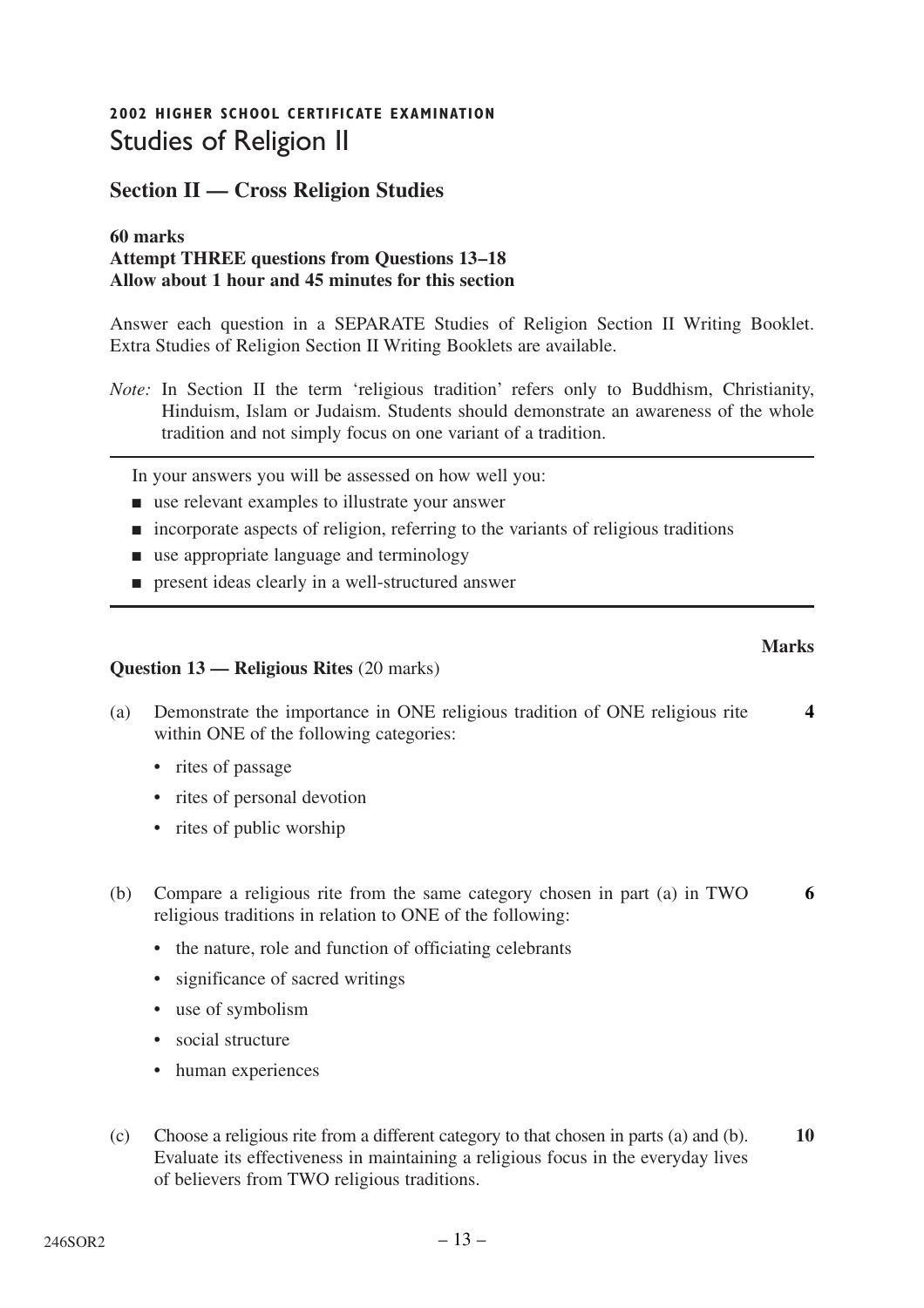**2002 HIGHER SCHOOL CERTIFICATE EXAMINATION**

# Studies of Religion II

## Section II — Cross Religion Studies

**60 marks**
**Attempt THREE questions from Questions 13–18**
**Allow about 1 hour and 45 minutes for this section**

Answer each question in a SEPARATE Studies of Religion Section II Writing Booklet. Extra Studies of Religion Section II Writing Booklets are available.

*Note:* In Section II the term 'religious tradition' refers only to Buddhism, Christianity, Hinduism, Islam or Judaism. Students should demonstrate an awareness of the whole tradition and not simply focus on one variant of a tradition.

---

In your answers you will be assessed on how well you:

- use relevant examples to illustrate your answer
- incorporate aspects of religion, referring to the variants of religious traditions
- use appropriate language and terminology
- present ideas clearly in a well-structured answer

---

**Marks**

**Question 13 — Religious Rites** (20 marks)

(a) Demonstrate the importance in ONE religious tradition of ONE religious rite within ONE of the following categories: **4**

- rites of passage
- rites of personal devotion
- rites of public worship

(b) Compare a religious rite from the same category chosen in part (a) in TWO religious traditions in relation to ONE of the following: **6**

- the nature, role and function of officiating celebrants
- significance of sacred writings
- use of symbolism
- social structure
- human experiences

(c) Choose a religious rite from a different category to that chosen in parts (a) and (b). Evaluate its effectiveness in maintaining a religious focus in the everyday lives of believers from TWO religious traditions. **10**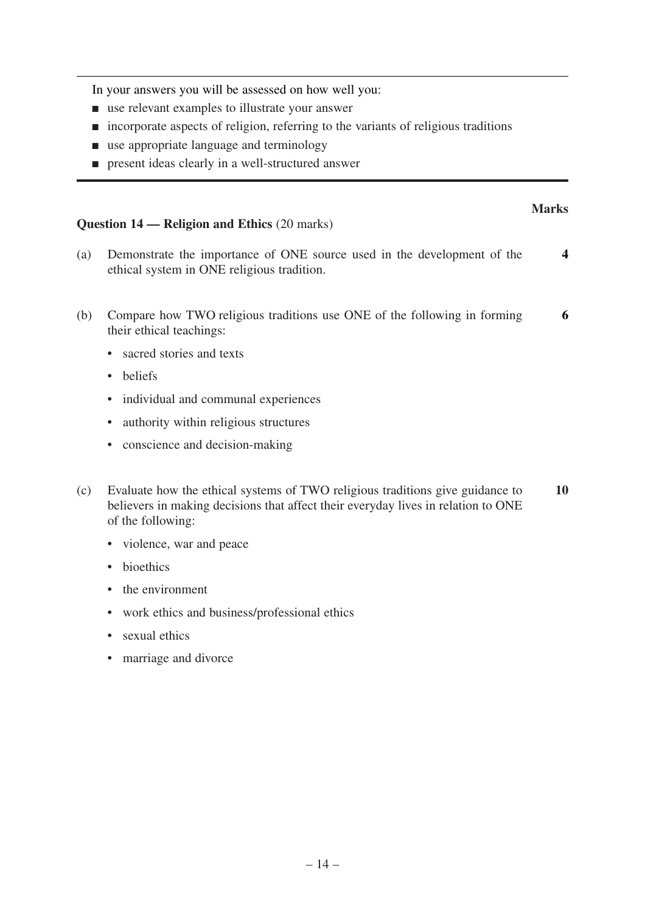In your answers you will be assessed on how well you:

- use relevant examples to illustrate your answer
- incorporate aspects of religion, referring to the variants of religious traditions
- use appropriate language and terminology
- present ideas clearly in a well-structured answer

**Marks**

**Question 14 — Religion and Ethics** (20 marks)

(a) Demonstrate the importance of ONE source used in the development of the ethical system in ONE religious tradition. **4**

(b) Compare how TWO religious traditions use ONE of the following in forming their ethical teachings: **6**

- sacred stories and texts
- beliefs
- individual and communal experiences
- authority within religious structures
- conscience and decision-making

(c) Evaluate how the ethical systems of TWO religious traditions give guidance to believers in making decisions that affect their everyday lives in relation to ONE of the following: **10**

- violence, war and peace
- bioethics
- the environment
- work ethics and business/professional ethics
- sexual ethics
- marriage and divorce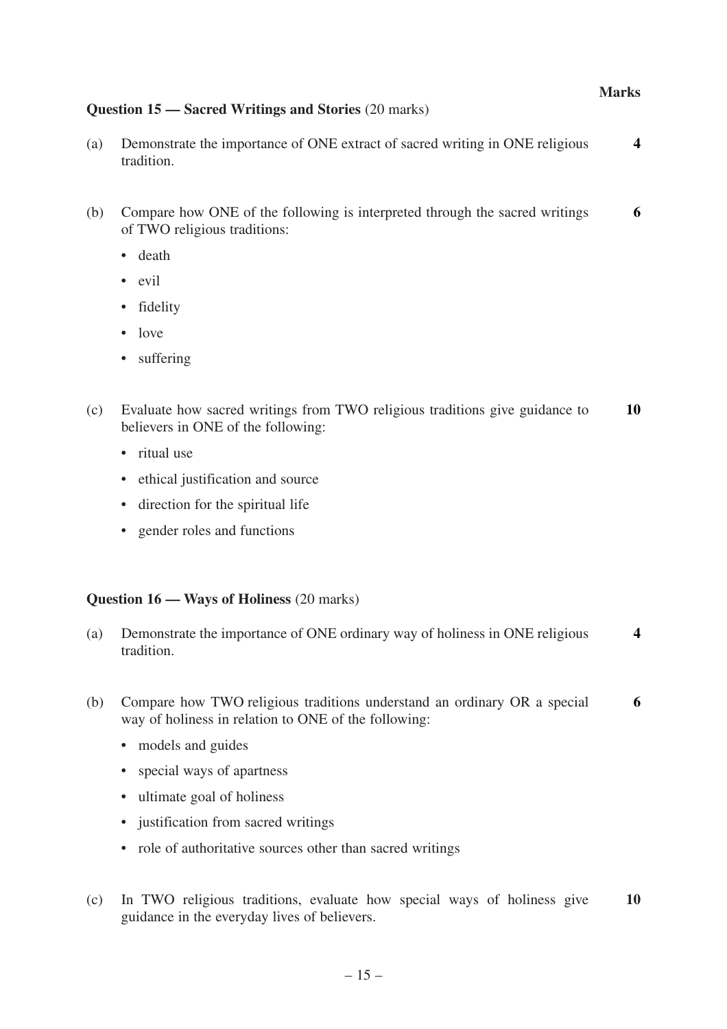**Marks**

### Question 15 — Sacred Writings and Stories (20 marks)

(a) Demonstrate the importance of ONE extract of sacred writing in ONE religious tradition. **4**

(b) Compare how ONE of the following is interpreted through the sacred writings of TWO religious traditions: **6**

- death
- evil
- fidelity
- love
- suffering

(c) Evaluate how sacred writings from TWO religious traditions give guidance to believers in ONE of the following: **10**

- ritual use
- ethical justification and source
- direction for the spiritual life
- gender roles and functions

### Question 16 — Ways of Holiness (20 marks)

(a) Demonstrate the importance of ONE ordinary way of holiness in ONE religious tradition. **4**

(b) Compare how TWO religious traditions understand an ordinary OR a special way of holiness in relation to ONE of the following: **6**

- models and guides
- special ways of apartness
- ultimate goal of holiness
- justification from sacred writings
- role of authoritative sources other than sacred writings

(c) In TWO religious traditions, evaluate how special ways of holiness give guidance in the everyday lives of believers. **10**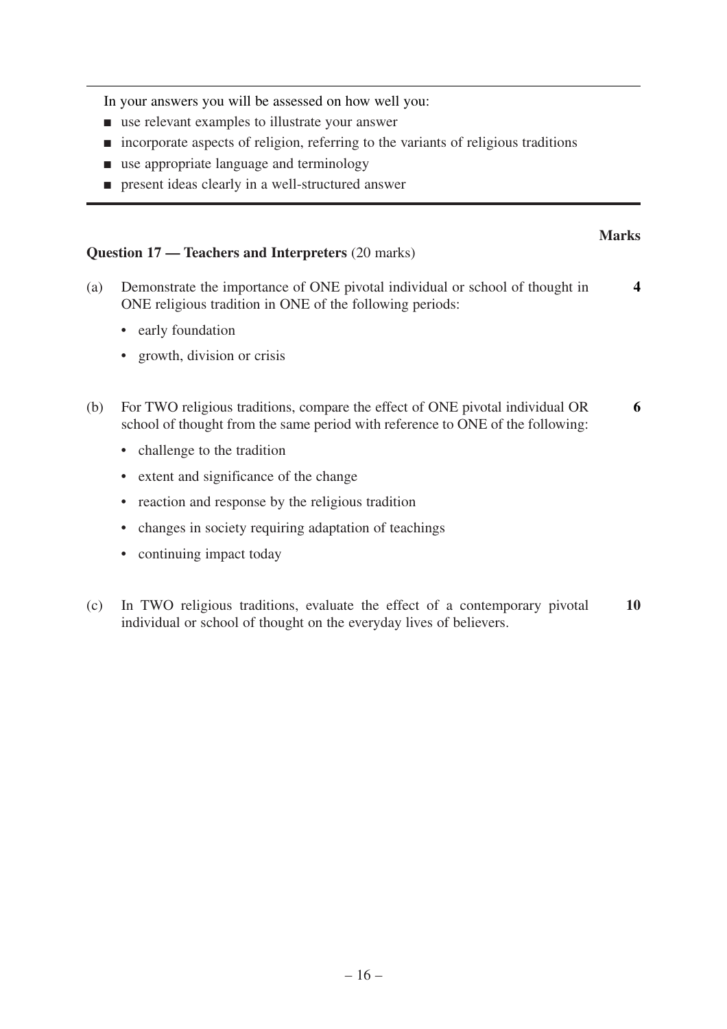In your answers you will be assessed on how well you:

- use relevant examples to illustrate your answer
- incorporate aspects of religion, referring to the variants of religious traditions
- use appropriate language and terminology
- present ideas clearly in a well-structured answer

**Marks**

**Question 17 — Teachers and Interpreters** (20 marks)

(a) Demonstrate the importance of ONE pivotal individual or school of thought in ONE religious tradition in ONE of the following periods: **4**

- early foundation
- growth, division or crisis

(b) For TWO religious traditions, compare the effect of ONE pivotal individual OR school of thought from the same period with reference to ONE of the following: **6**

- challenge to the tradition
- extent and significance of the change
- reaction and response by the religious tradition
- changes in society requiring adaptation of teachings
- continuing impact today

(c) In TWO religious traditions, evaluate the effect of a contemporary pivotal individual or school of thought on the everyday lives of believers. **10**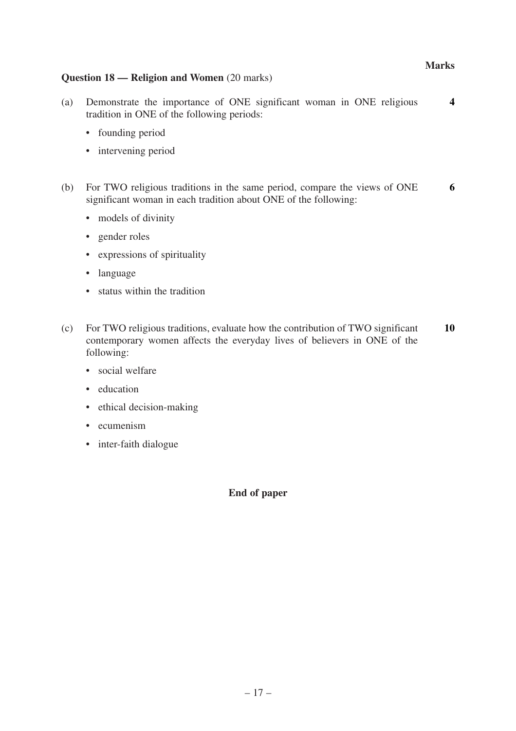**Marks**

**Question 18 — Religion and Women** (20 marks)

(a) Demonstrate the importance of ONE significant woman in ONE religious tradition in ONE of the following periods: **4**

- founding period
- intervening period

(b) For TWO religious traditions in the same period, compare the views of ONE significant woman in each tradition about ONE of the following: **6**

- models of divinity
- gender roles
- expressions of spirituality
- language
- status within the tradition

(c) For TWO religious traditions, evaluate how the contribution of TWO significant contemporary women affects the everyday lives of believers in ONE of the following: **10**

- social welfare
- education
- ethical decision-making
- ecumenism
- inter-faith dialogue

**End of paper**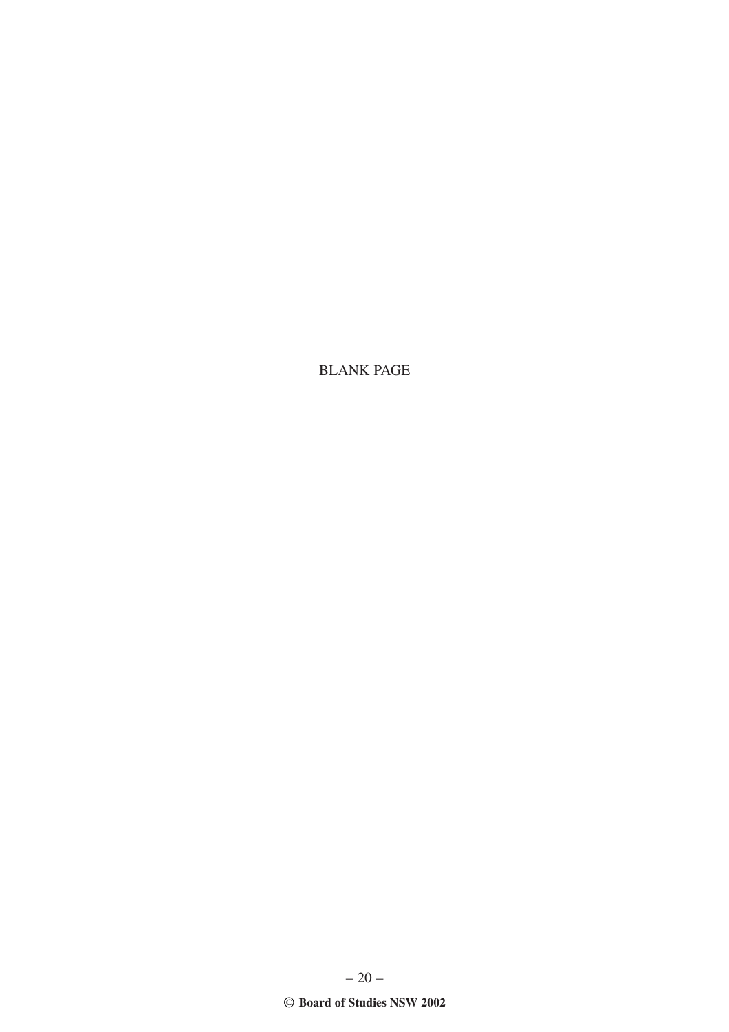BLANK PAGE

© Board of Studies NSW 2002